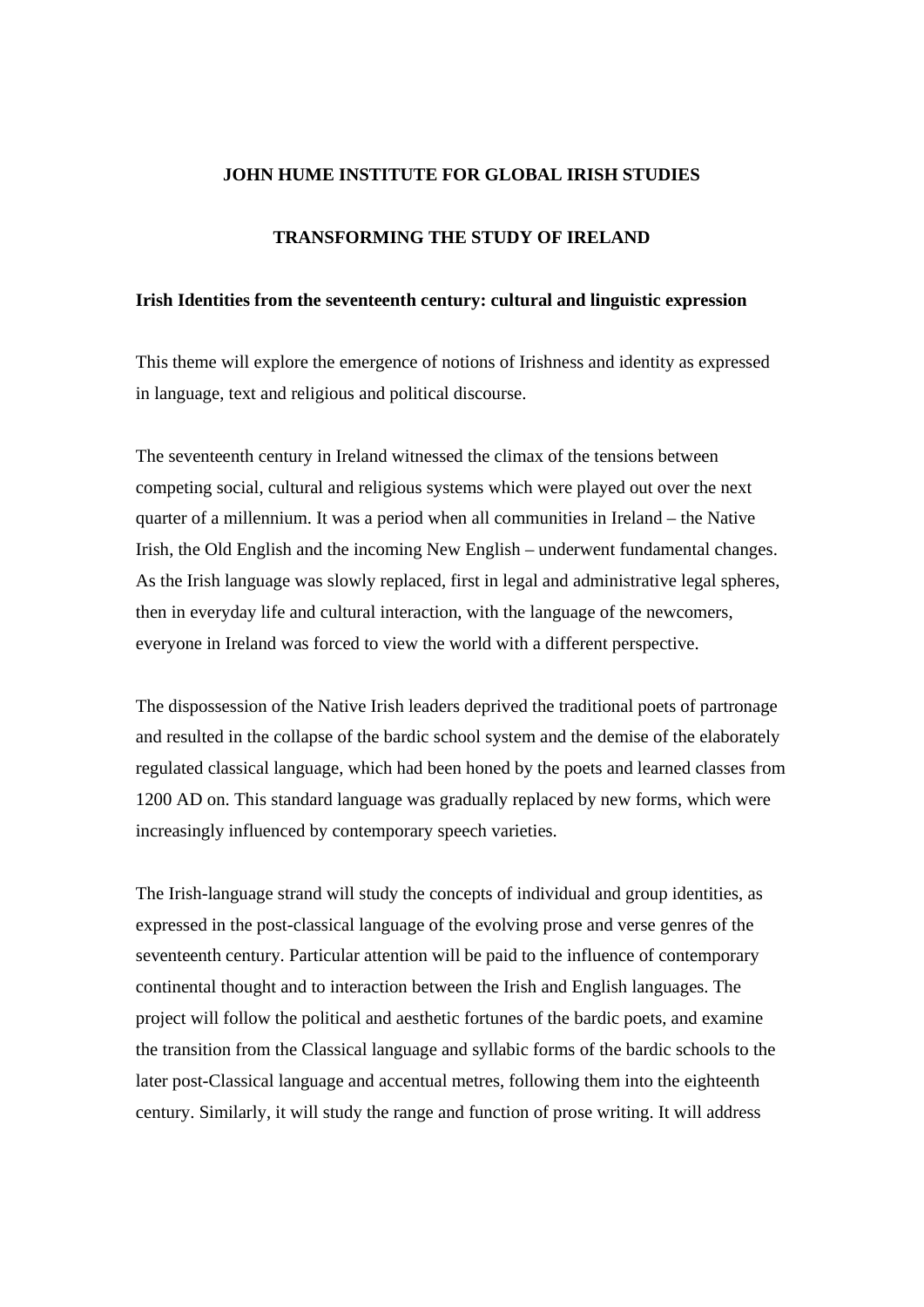**JOHN HUME INSTITUTE FOR GLOBAL IRISH STUDIES**

**TRANSFORMING THE STUDY OF IRELAND**

**Irish Identities from the seventeenth century: cultural and linguistic expression**

This theme will explore the emergence of notions of Irishness and identity as expressed in language, text and religious and political discourse.

The seventeenth century in Ireland witnessed the climax of the tensions between competing social, cultural and religious systems which were played out over the next quarter of a millennium. It was a period when all communities in Ireland – the Native Irish, the Old English and the incoming New English – underwent fundamental changes. As the Irish language was slowly replaced, first in legal and administrative legal spheres, then in everyday life and cultural interaction, with the language of the newcomers, everyone in Ireland was forced to view the world with a different perspective.

The dispossession of the Native Irish leaders deprived the traditional poets of partronage and resulted in the collapse of the bardic school system and the demise of the elaborately regulated classical language, which had been honed by the poets and learned classes from 1200 AD on. This standard language was gradually replaced by new forms, which were increasingly influenced by contemporary speech varieties.

The Irish-language strand will study the concepts of individual and group identities, as expressed in the post-classical language of the evolving prose and verse genres of the seventeenth century. Particular attention will be paid to the influence of contemporary continental thought and to interaction between the Irish and English languages. The project will follow the political and aesthetic fortunes of the bardic poets, and examine the transition from the Classical language and syllabic forms of the bardic schools to the later post-Classical language and accentual metres, following them into the eighteenth century. Similarly, it will study the range and function of prose writing. It will address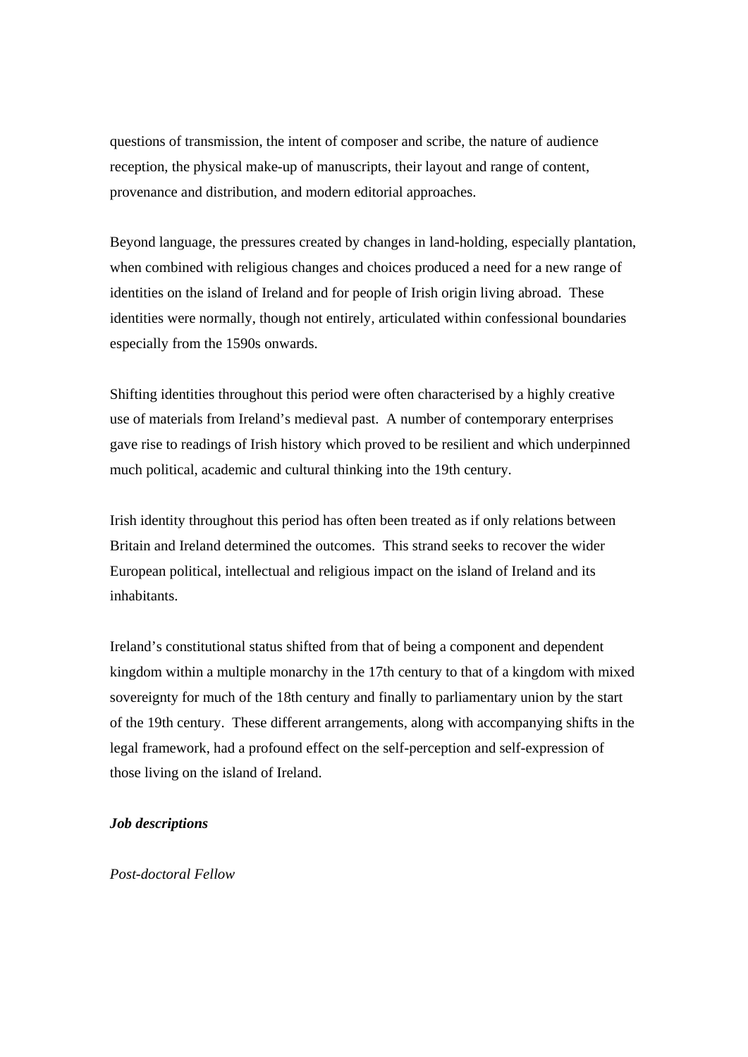questions of transmission, the intent of composer and scribe, the nature of audience reception, the physical make-up of manuscripts, their layout and range of content, provenance and distribution, and modern editorial approaches.

Beyond language, the pressures created by changes in land-holding, especially plantation, when combined with religious changes and choices produced a need for a new range of identities on the island of Ireland and for people of Irish origin living abroad. These identities were normally, though not entirely, articulated within confessional boundaries especially from the 1590s onwards.

Shifting identities throughout this period were often characterised by a highly creative use of materials from Ireland's medieval past. A number of contemporary enterprises gave rise to readings of Irish history which proved to be resilient and which underpinned much political, academic and cultural thinking into the 19th century.

Irish identity throughout this period has often been treated as if only relations between Britain and Ireland determined the outcomes. This strand seeks to recover the wider European political, intellectual and religious impact on the island of Ireland and its inhabitants.

Ireland's constitutional status shifted from that of being a component and dependent kingdom within a multiple monarchy in the 17th century to that of a kingdom with mixed sovereignty for much of the 18th century and finally to parliamentary union by the start of the 19th century. These different arrangements, along with accompanying shifts in the legal framework, had a profound effect on the self-perception and self-expression of those living on the island of Ireland.

***Job descriptions***

*Post-doctoral Fellow*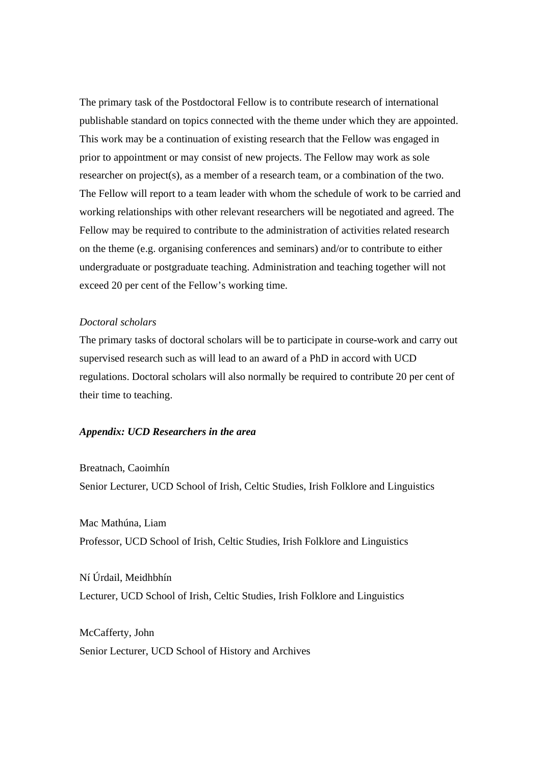The primary task of the Postdoctoral Fellow is to contribute research of international publishable standard on topics connected with the theme under which they are appointed. This work may be a continuation of existing research that the Fellow was engaged in prior to appointment or may consist of new projects. The Fellow may work as sole researcher on project(s), as a member of a research team, or a combination of the two. The Fellow will report to a team leader with whom the schedule of work to be carried and working relationships with other relevant researchers will be negotiated and agreed. The Fellow may be required to contribute to the administration of activities related research on the theme (e.g. organising conferences and seminars) and/or to contribute to either undergraduate or postgraduate teaching. Administration and teaching together will not exceed 20 per cent of the Fellow's working time.

*Doctoral scholars*

The primary tasks of doctoral scholars will be to participate in course-work and carry out supervised research such as will lead to an award of a PhD in accord with UCD regulations. Doctoral scholars will also normally be required to contribute 20 per cent of their time to teaching.

***Appendix: UCD Researchers in the area***

Breatnach, Caoimhín
Senior Lecturer, UCD School of Irish, Celtic Studies, Irish Folklore and Linguistics

Mac Mathúna, Liam
Professor, UCD School of Irish, Celtic Studies, Irish Folklore and Linguistics

Ní Úrdail, Meidhbhín
Lecturer, UCD School of Irish, Celtic Studies, Irish Folklore and Linguistics

McCafferty, John
Senior Lecturer, UCD School of History and Archives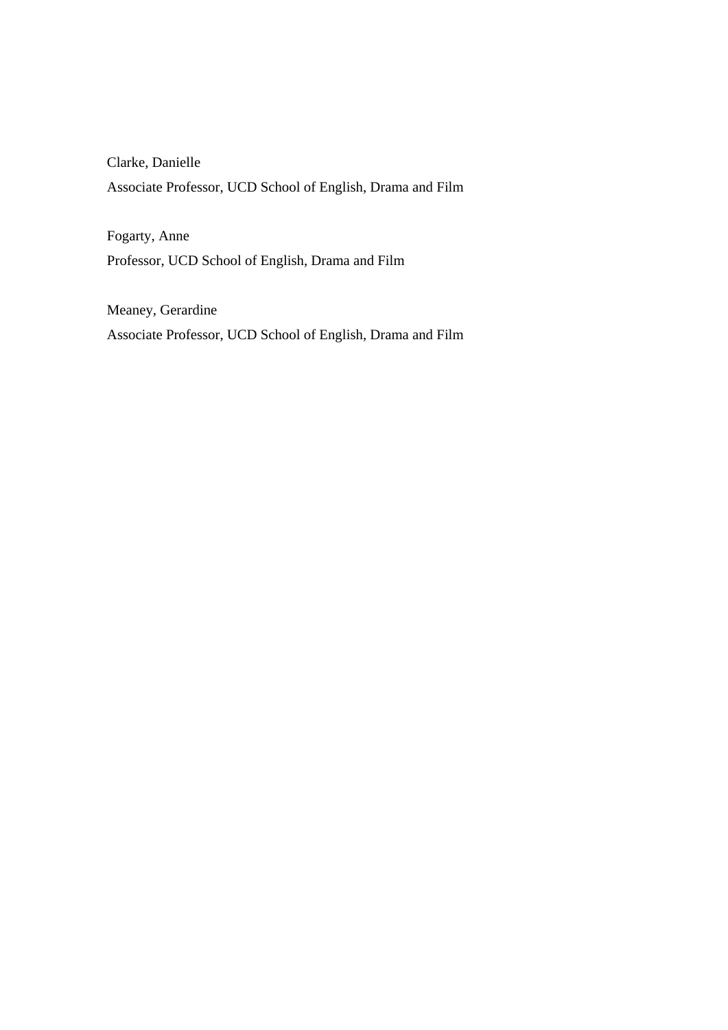Clarke, Danielle
Associate Professor, UCD School of English, Drama and Film

Fogarty, Anne
Professor, UCD School of English, Drama and Film

Meaney, Gerardine
Associate Professor, UCD School of English, Drama and Film